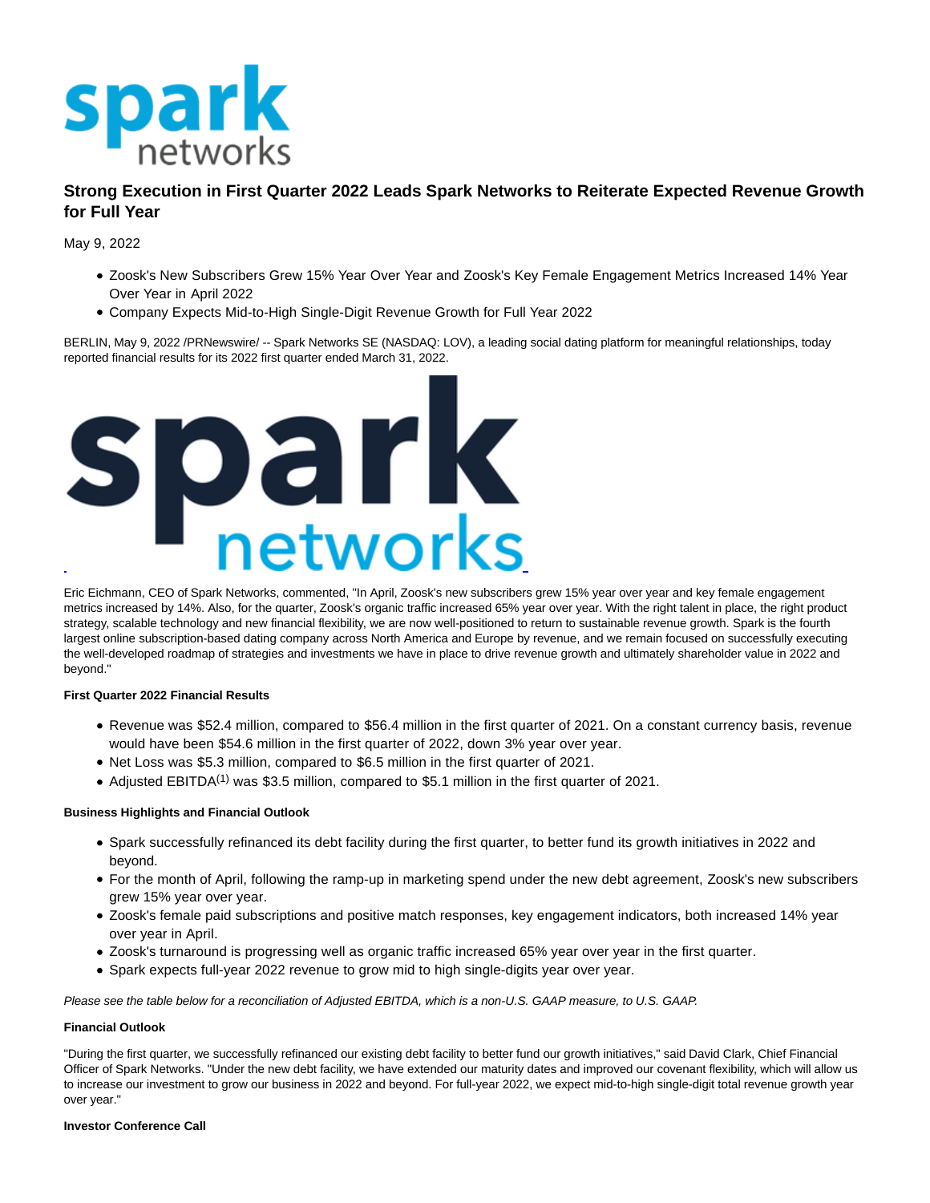# Strong Execution in First Quarter 2022 Leads Spark Networks to Reiterate Expected Revenue Growth for Full Year

May 9, 2022

- Zoosk's New Subscribers Grew 15% Year Over Year and Zoosk's Key Female Engagement Metrics Increased 14% Year Over Year in April 2022
- Company Expects Mid-to-High Single-Digit Revenue Growth for Full Year 2022

BERLIN, May 9, 2022 /PRNewswire/ -- Spark Networks SE (NASDAQ: LOV), a leading social dating platform for meaningful relationships, today reported financial results for its 2022 first quarter ended March 31, 2022.

Eric Eichmann, CEO of Spark Networks, commented, "In April, Zoosk's new subscribers grew 15% year over year and key female engagement metrics increased by 14%. Also, for the quarter, Zoosk's organic traffic increased 65% year over year. With the right talent in place, the right product strategy, scalable technology and new financial flexibility, we are now well-positioned to return to sustainable revenue growth. Spark is the fourth largest online subscription-based dating company across North America and Europe by revenue, and we remain focused on successfully executing the well-developed roadmap of strategies and investments we have in place to drive revenue growth and ultimately shareholder value in 2022 and beyond."

**First Quarter 2022 Financial Results**

- Revenue was $52.4 million, compared to $56.4 million in the first quarter of 2021. On a constant currency basis, revenue would have been $54.6 million in the first quarter of 2022, down 3% year over year.
- Net Loss was $5.3 million, compared to $6.5 million in the first quarter of 2021.
- Adjusted EBITDA(1) was $3.5 million, compared to $5.1 million in the first quarter of 2021.

**Business Highlights and Financial Outlook**

- Spark successfully refinanced its debt facility during the first quarter, to better fund its growth initiatives in 2022 and beyond.
- For the month of April, following the ramp-up in marketing spend under the new debt agreement, Zoosk's new subscribers grew 15% year over year.
- Zoosk's female paid subscriptions and positive match responses, key engagement indicators, both increased 14% year over year in April.
- Zoosk's turnaround is progressing well as organic traffic increased 65% year over year in the first quarter.
- Spark expects full-year 2022 revenue to grow mid to high single-digits year over year.

*Please see the table below for a reconciliation of Adjusted EBITDA, which is a non-U.S. GAAP measure, to U.S. GAAP.*

**Financial Outlook**

"During the first quarter, we successfully refinanced our existing debt facility to better fund our growth initiatives," said David Clark, Chief Financial Officer of Spark Networks. "Under the new debt facility, we have extended our maturity dates and improved our covenant flexibility, which will allow us to increase our investment to grow our business in 2022 and beyond. For full-year 2022, we expect mid-to-high single-digit total revenue growth year over year."

**Investor Conference Call**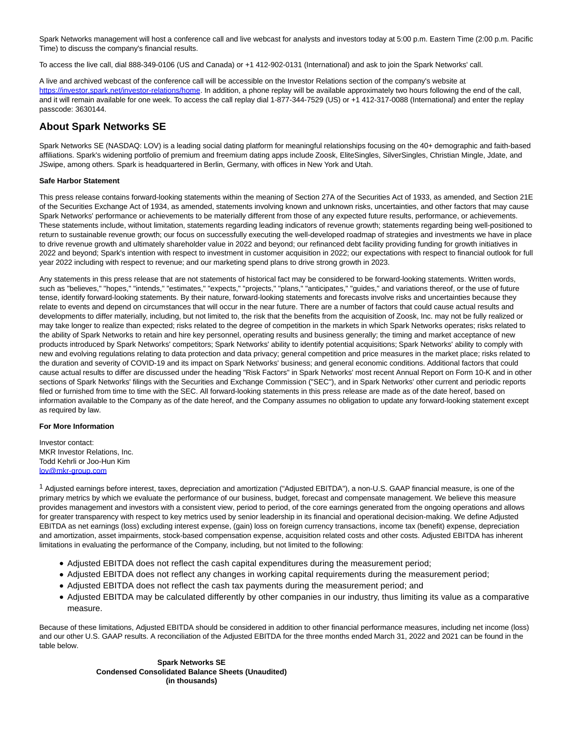Spark Networks management will host a conference call and live webcast for analysts and investors today at 5:00 p.m. Eastern Time (2:00 p.m. Pacific Time) to discuss the company's financial results.

To access the live call, dial 888-349-0106 (US and Canada) or +1 412-902-0131 (International) and ask to join the Spark Networks' call.

A live and archived webcast of the conference call will be accessible on the Investor Relations section of the company's website at https://investor.spark.net/investor-relations/home. In addition, a phone replay will be available approximately two hours following the end of the call, and it will remain available for one week. To access the call replay dial 1-877-344-7529 (US) or +1 412-317-0088 (International) and enter the replay passcode: 3630144.

## About Spark Networks SE

Spark Networks SE (NASDAQ: LOV) is a leading social dating platform for meaningful relationships focusing on the 40+ demographic and faith-based affiliations. Spark's widening portfolio of premium and freemium dating apps include Zoosk, EliteSingles, SilverSingles, Christian Mingle, Jdate, and JSwipe, among others. Spark is headquartered in Berlin, Germany, with offices in New York and Utah.

**Safe Harbor Statement**

This press release contains forward-looking statements within the meaning of Section 27A of the Securities Act of 1933, as amended, and Section 21E of the Securities Exchange Act of 1934, as amended, statements involving known and unknown risks, uncertainties, and other factors that may cause Spark Networks' performance or achievements to be materially different from those of any expected future results, performance, or achievements. These statements include, without limitation, statements regarding leading indicators of revenue growth; statements regarding being well-positioned to return to sustainable revenue growth; our focus on successfully executing the well-developed roadmap of strategies and investments we have in place to drive revenue growth and ultimately shareholder value in 2022 and beyond; our refinanced debt facility providing funding for growth initiatives in 2022 and beyond; Spark's intention with respect to investment in customer acquisition in 2022; our expectations with respect to financial outlook for full year 2022 including with respect to revenue; and our marketing spend plans to drive strong growth in 2023.

Any statements in this press release that are not statements of historical fact may be considered to be forward-looking statements. Written words, such as "believes," "hopes," "intends," "estimates," "expects," "projects," "plans," "anticipates," "guides," and variations thereof, or the use of future tense, identify forward-looking statements. By their nature, forward-looking statements and forecasts involve risks and uncertainties because they relate to events and depend on circumstances that will occur in the near future. There are a number of factors that could cause actual results and developments to differ materially, including, but not limited to, the risk that the benefits from the acquisition of Zoosk, Inc. may not be fully realized or may take longer to realize than expected; risks related to the degree of competition in the markets in which Spark Networks operates; risks related to the ability of Spark Networks to retain and hire key personnel, operating results and business generally; the timing and market acceptance of new products introduced by Spark Networks' competitors; Spark Networks' ability to identify potential acquisitions; Spark Networks' ability to comply with new and evolving regulations relating to data protection and data privacy; general competition and price measures in the market place; risks related to the duration and severity of COVID-19 and its impact on Spark Networks' business; and general economic conditions. Additional factors that could cause actual results to differ are discussed under the heading "Risk Factors" in Spark Networks' most recent Annual Report on Form 10-K and in other sections of Spark Networks' filings with the Securities and Exchange Commission ("SEC"), and in Spark Networks' other current and periodic reports filed or furnished from time to time with the SEC. All forward-looking statements in this press release are made as of the date hereof, based on information available to the Company as of the date hereof, and the Company assumes no obligation to update any forward-looking statement except as required by law.

**For More Information**

Investor contact:
MKR Investor Relations, Inc.
Todd Kehrli or Joo-Hun Kim
lov@mkr-group.com

[1] Adjusted earnings before interest, taxes, depreciation and amortization ("Adjusted EBITDA"), a non-U.S. GAAP financial measure, is one of the primary metrics by which we evaluate the performance of our business, budget, forecast and compensate management. We believe this measure provides management and investors with a consistent view, period to period, of the core earnings generated from the ongoing operations and allows for greater transparency with respect to key metrics used by senior leadership in its financial and operational decision-making. We define Adjusted EBITDA as net earnings (loss) excluding interest expense, (gain) loss on foreign currency transactions, income tax (benefit) expense, depreciation and amortization, asset impairments, stock-based compensation expense, acquisition related costs and other costs. Adjusted EBITDA has inherent limitations in evaluating the performance of the Company, including, but not limited to the following:

- Adjusted EBITDA does not reflect the cash capital expenditures during the measurement period;
- Adjusted EBITDA does not reflect any changes in working capital requirements during the measurement period;
- Adjusted EBITDA does not reflect the cash tax payments during the measurement period; and
- Adjusted EBITDA may be calculated differently by other companies in our industry, thus limiting its value as a comparative measure.

Because of these limitations, Adjusted EBITDA should be considered in addition to other financial performance measures, including net income (loss) and our other U.S. GAAP results. A reconciliation of the Adjusted EBITDA for the three months ended March 31, 2022 and 2021 can be found in the table below.

**Spark Networks SE**
**Condensed Consolidated Balance Sheets (Unaudited)**
**(in thousands)**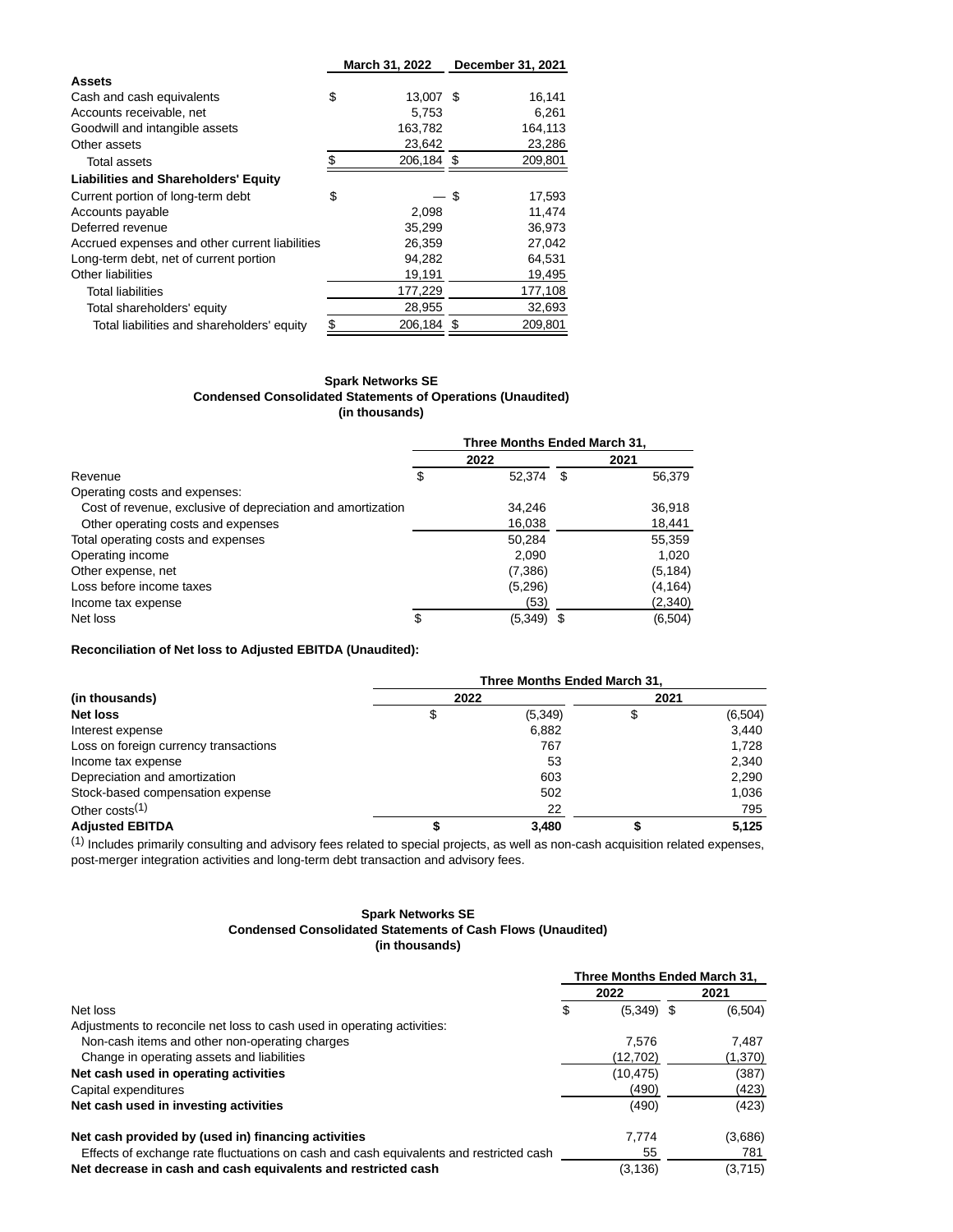| | March 31, 2022 | December 31, 2021 |
|---|---|---|
| **Assets** | | |
| Cash and cash equivalents | $ 13,007 | $ 16,141 |
| Accounts receivable, net | 5,753 | 6,261 |
| Goodwill and intangible assets | 163,782 | 164,113 |
| Other assets | 23,642 | 23,286 |
| Total assets | $ 206,184 | $ 209,801 |
| **Liabilities and Shareholders' Equity** | | |
| Current portion of long-term debt | $ — | $ 17,593 |
| Accounts payable | 2,098 | 11,474 |
| Deferred revenue | 35,299 | 36,973 |
| Accrued expenses and other current liabilities | 26,359 | 27,042 |
| Long-term debt, net of current portion | 94,282 | 64,531 |
| Other liabilities | 19,191 | 19,495 |
| Total liabilities | 177,229 | 177,108 |
| Total shareholders' equity | 28,955 | 32,693 |
| Total liabilities and shareholders' equity | $ 206,184 | $ 209,801 |

**Spark Networks SE**
**Condensed Consolidated Statements of Operations (Unaudited)**
**(in thousands)**

| | Three Months Ended March 31, | |
|---|---|---|
| | 2022 | 2021 |
| Revenue | $ 52,374 | $ 56,379 |
| Operating costs and expenses: | | |
| Cost of revenue, exclusive of depreciation and amortization | 34,246 | 36,918 |
| Other operating costs and expenses | 16,038 | 18,441 |
| Total operating costs and expenses | 50,284 | 55,359 |
| Operating income | 2,090 | 1,020 |
| Other expense, net | (7,386) | (5,184) |
| Loss before income taxes | (5,296) | (4,164) |
| Income tax expense | (53) | (2,340) |
| Net loss | $ (5,349) | $ (6,504) |

**Reconciliation of Net loss to Adjusted EBITDA (Unaudited):**

| | Three Months Ended March 31, | |
|---|---|---|
| **(in thousands)** | 2022 | 2021 |
| **Net loss** | $ (5,349) | $ (6,504) |
| Interest expense | 6,882 | 3,440 |
| Loss on foreign currency transactions | 767 | 1,728 |
| Income tax expense | 53 | 2,340 |
| Depreciation and amortization | 603 | 2,290 |
| Stock-based compensation expense | 502 | 1,036 |
| Other costs[1] | 22 | 795 |
| **Adjusted EBITDA** | **$ 3,480** | **$ 5,125** |

[1] Includes primarily consulting and advisory fees related to special projects, as well as non-cash acquisition related expenses, post-merger integration activities and long-term debt transaction and advisory fees.

**Spark Networks SE**
**Condensed Consolidated Statements of Cash Flows (Unaudited)**
**(in thousands)**

| | Three Months Ended March 31, | |
|---|---|---|
| | 2022 | 2021 |
| Net loss | $ (5,349) | $ (6,504) |
| Adjustments to reconcile net loss to cash used in operating activities: | | |
| Non-cash items and other non-operating charges | 7,576 | 7,487 |
| Change in operating assets and liabilities | (12,702) | (1,370) |
| **Net cash used in operating activities** | (10,475) | (387) |
| Capital expenditures | (490) | (423) |
| **Net cash used in investing activities** | (490) | (423) |
| **Net cash provided by (used in) financing activities** | 7,774 | (3,686) |
| Effects of exchange rate fluctuations on cash and cash equivalents and restricted cash | 55 | 781 |
| **Net decrease in cash and cash equivalents and restricted cash** | (3,136) | (3,715) |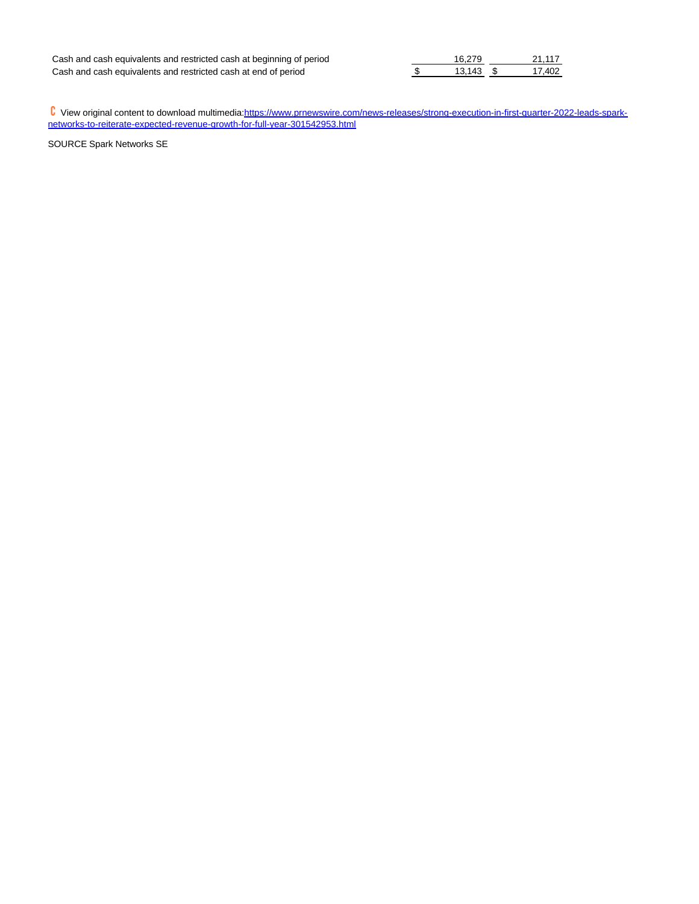| | | |
|---|---|---|
| Cash and cash equivalents and restricted cash at beginning of period | 16,279 | 21,117 |
| Cash and cash equivalents and restricted cash at end of period | $ 13,143 | $ 17,402 |

View original content to download multimedia:https://www.prnewswire.com/news-releases/strong-execution-in-first-quarter-2022-leads-spark-networks-to-reiterate-expected-revenue-growth-for-full-year-301542953.html

SOURCE Spark Networks SE